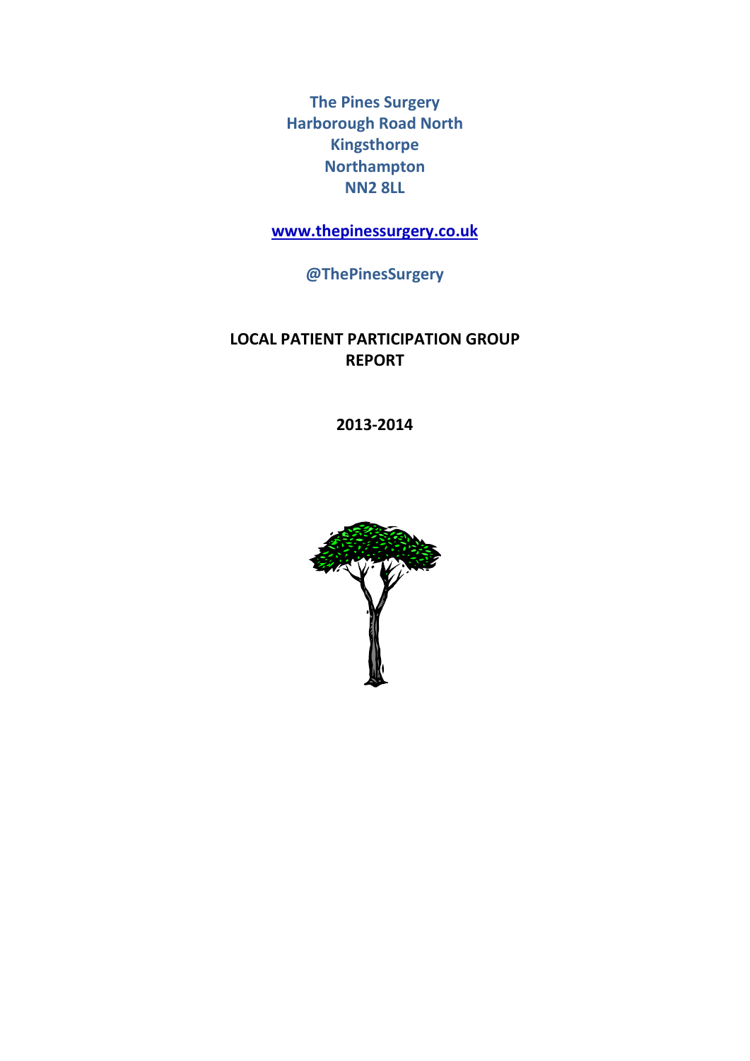**The Pines Surgery**
**Harborough Road North**
**Kingsthorpe**
**Northampton**
**NN2 8LL**

**[www.thepinessurgery.co.uk](http://www.thepinessurgery.co.uk)**

**@ThePinesSurgery**

# LOCAL PATIENT PARTICIPATION GROUP REPORT

## 2013-2014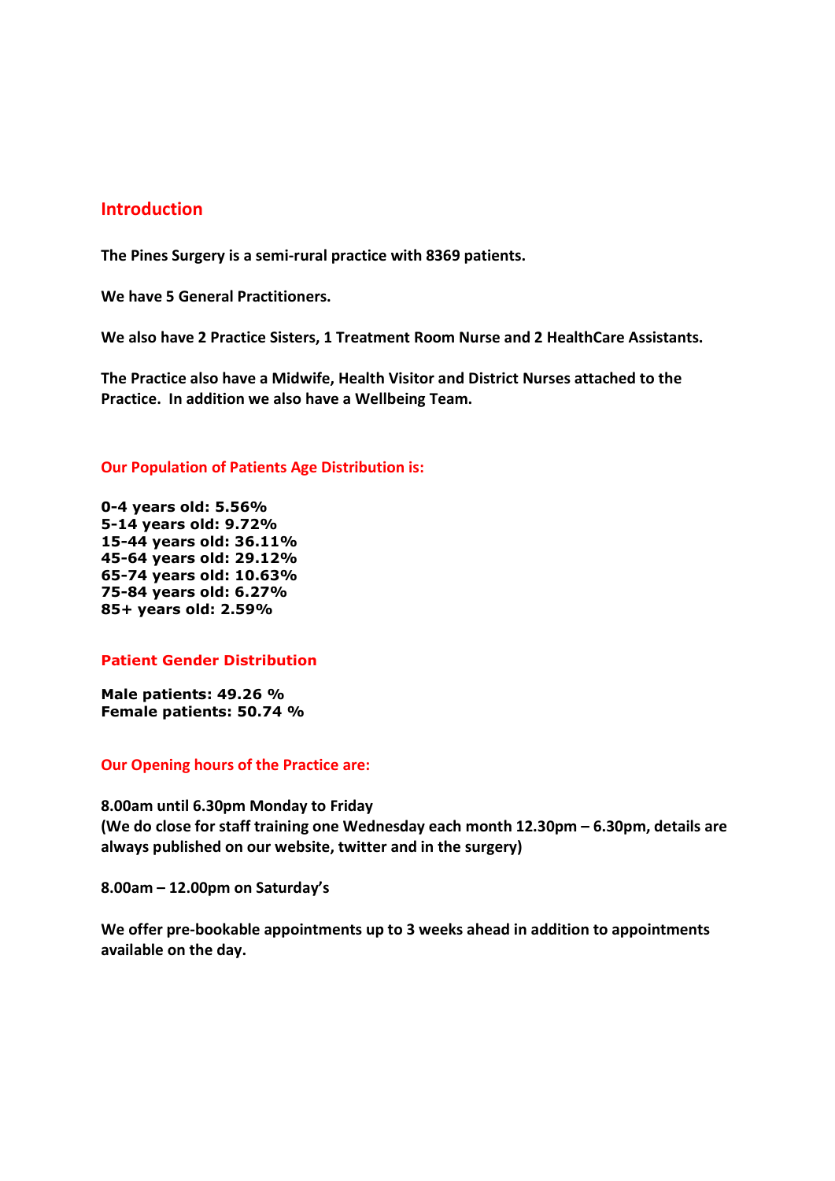## Introduction

**The Pines Surgery is a semi-rural practice with 8369 patients.**

**We have 5 General Practitioners.**

**We also have 2 Practice Sisters, 1 Treatment Room Nurse and 2 HealthCare Assistants.**

**The Practice also have a Midwife, Health Visitor and District Nurses attached to the Practice. In addition we also have a Wellbeing Team.**

### Our Population of Patients Age Distribution is:

**0-4 years old: 5.56%**
**5-14 years old: 9.72%**
**15-44 years old: 36.11%**
**45-64 years old: 29.12%**
**65-74 years old: 10.63%**
**75-84 years old: 6.27%**
**85+ years old: 2.59%**

### Patient Gender Distribution

**Male patients: 49.26 %**
**Female patients: 50.74 %**

### Our Opening hours of the Practice are:

**8.00am until 6.30pm Monday to Friday**
**(We do close for staff training one Wednesday each month 12.30pm – 6.30pm, details are always published on our website, twitter and in the surgery)**

**8.00am – 12.00pm on Saturday's**

**We offer pre-bookable appointments up to 3 weeks ahead in addition to appointments available on the day.**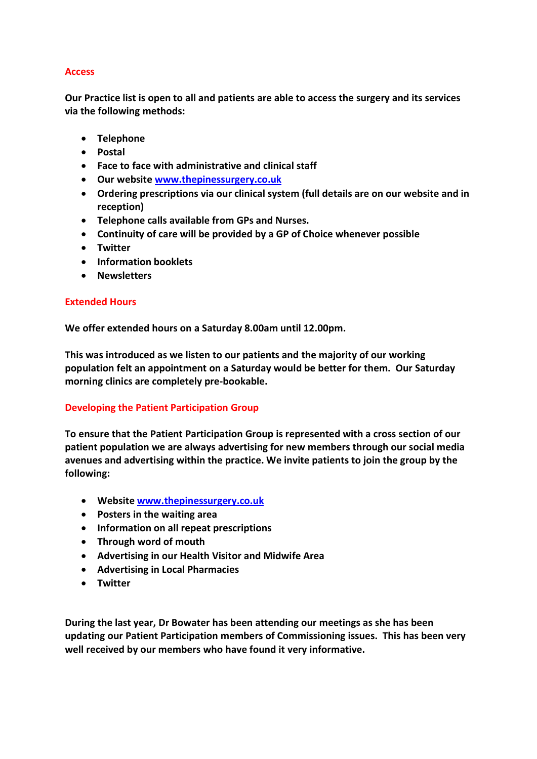## Access

**Our Practice list is open to all and patients are able to access the surgery and its services via the following methods:**

- **Telephone**
- **Postal**
- **Face to face with administrative and clinical staff**
- **Our website [www.thepinessurgery.co.uk](http://www.thepinessurgery.co.uk)**
- **Ordering prescriptions via our clinical system (full details are on our website and in reception)**
- **Telephone calls available from GPs and Nurses.**
- **Continuity of care will be provided by a GP of Choice whenever possible**
- **Twitter**
- **Information booklets**
- **Newsletters**

## Extended Hours

**We offer extended hours on a Saturday 8.00am until 12.00pm.**

**This was introduced as we listen to our patients and the majority of our working population felt an appointment on a Saturday would be better for them. Our Saturday morning clinics are completely pre-bookable.**

## Developing the Patient Participation Group

**To ensure that the Patient Participation Group is represented with a cross section of our patient population we are always advertising for new members through our social media avenues and advertising within the practice. We invite patients to join the group by the following:**

- **Website [www.thepinessurgery.co.uk](http://www.thepinessurgery.co.uk)**
- **Posters in the waiting area**
- **Information on all repeat prescriptions**
- **Through word of mouth**
- **Advertising in our Health Visitor and Midwife Area**
- **Advertising in Local Pharmacies**
- **Twitter**

**During the last year, Dr Bowater has been attending our meetings as she has been updating our Patient Participation members of Commissioning issues. This has been very well received by our members who have found it very informative.**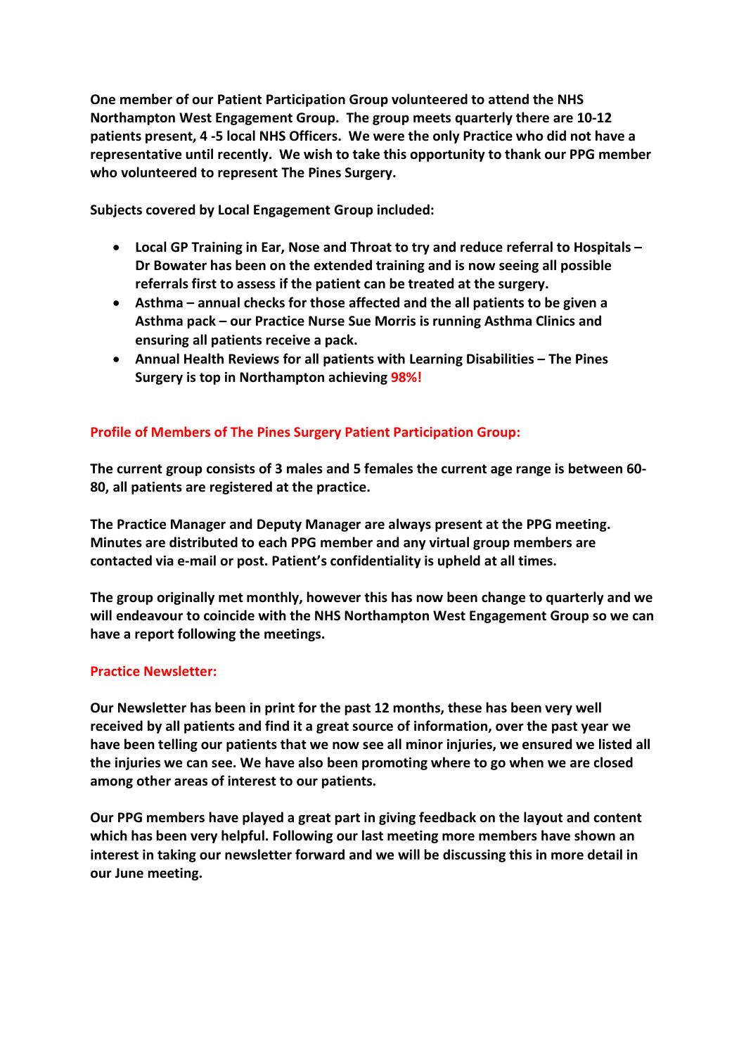**One member of our Patient Participation Group volunteered to attend the NHS Northampton West Engagement Group. The group meets quarterly there are 10-12 patients present, 4 -5 local NHS Officers. We were the only Practice who did not have a representative until recently. We wish to take this opportunity to thank our PPG member who volunteered to represent The Pines Surgery.**

**Subjects covered by Local Engagement Group included:**

- **Local GP Training in Ear, Nose and Throat to try and reduce referral to Hospitals – Dr Bowater has been on the extended training and is now seeing all possible referrals first to assess if the patient can be treated at the surgery.**
- **Asthma – annual checks for those affected and the all patients to be given a Asthma pack – our Practice Nurse Sue Morris is running Asthma Clinics and ensuring all patients receive a pack.**
- **Annual Health Reviews for all patients with Learning Disabilities – The Pines Surgery is top in Northampton achieving 98%!**

## Profile of Members of The Pines Surgery Patient Participation Group:

**The current group consists of 3 males and 5 females the current age range is between 60-80, all patients are registered at the practice.**

**The Practice Manager and Deputy Manager are always present at the PPG meeting. Minutes are distributed to each PPG member and any virtual group members are contacted via e-mail or post. Patient's confidentiality is upheld at all times.**

**The group originally met monthly, however this has now been change to quarterly and we will endeavour to coincide with the NHS Northampton West Engagement Group so we can have a report following the meetings.**

## Practice Newsletter:

**Our Newsletter has been in print for the past 12 months, these has been very well received by all patients and find it a great source of information, over the past year we have been telling our patients that we now see all minor injuries, we ensured we listed all the injuries we can see. We have also been promoting where to go when we are closed among other areas of interest to our patients.**

**Our PPG members have played a great part in giving feedback on the layout and content which has been very helpful. Following our last meeting more members have shown an interest in taking our newsletter forward and we will be discussing this in more detail in our June meeting.**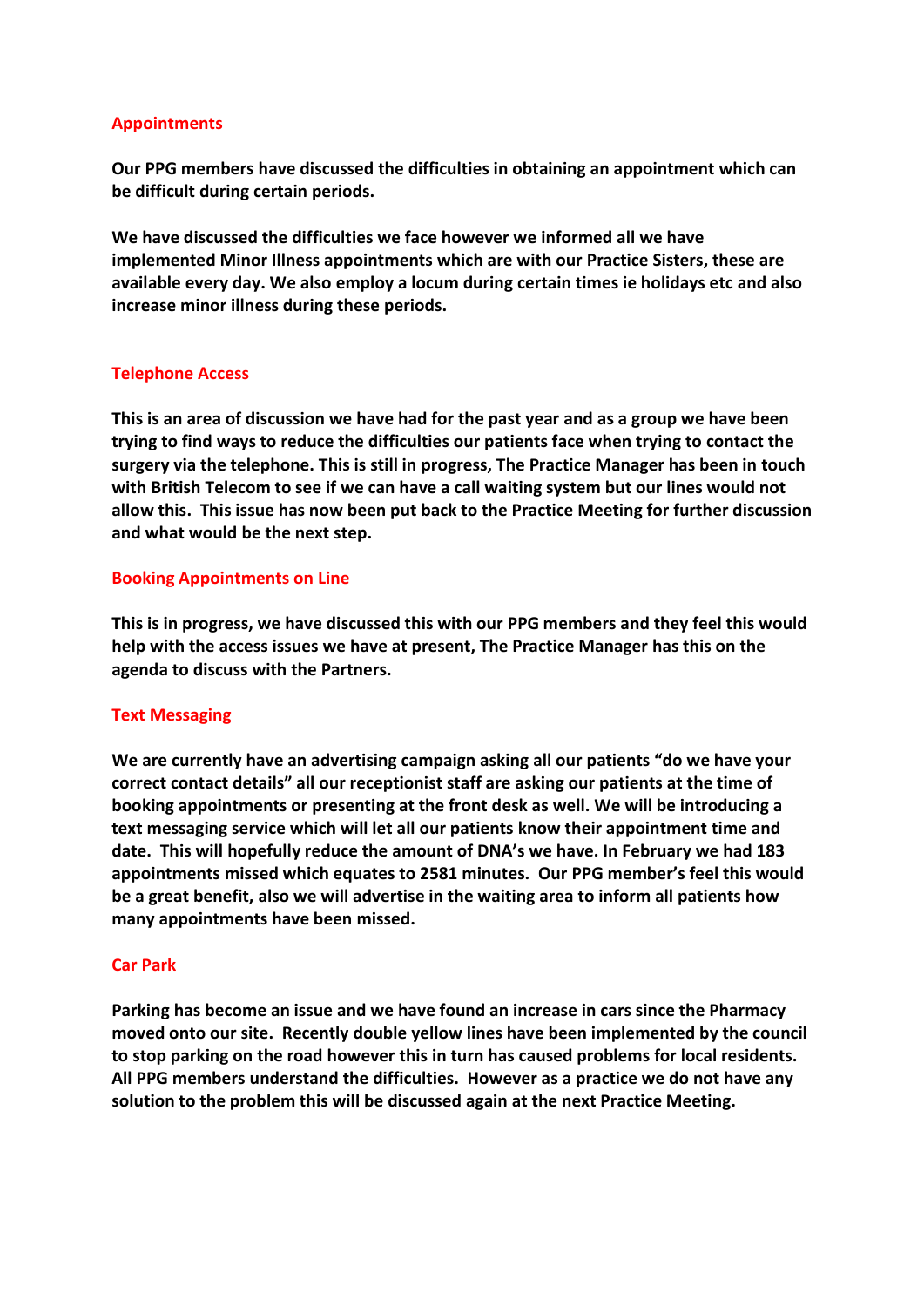## Appointments

**Our PPG members have discussed the difficulties in obtaining an appointment which can be difficult during certain periods.**

**We have discussed the difficulties we face however we informed all we have implemented Minor Illness appointments which are with our Practice Sisters, these are available every day. We also employ a locum during certain times ie holidays etc and also increase minor illness during these periods.**

## Telephone Access

**This is an area of discussion we have had for the past year and as a group we have been trying to find ways to reduce the difficulties our patients face when trying to contact the surgery via the telephone. This is still in progress, The Practice Manager has been in touch with British Telecom to see if we can have a call waiting system but our lines would not allow this. This issue has now been put back to the Practice Meeting for further discussion and what would be the next step.**

## Booking Appointments on Line

**This is in progress, we have discussed this with our PPG members and they feel this would help with the access issues we have at present, The Practice Manager has this on the agenda to discuss with the Partners.**

## Text Messaging

**We are currently have an advertising campaign asking all our patients "do we have your correct contact details" all our receptionist staff are asking our patients at the time of booking appointments or presenting at the front desk as well. We will be introducing a text messaging service which will let all our patients know their appointment time and date. This will hopefully reduce the amount of DNA's we have. In February we had 183 appointments missed which equates to 2581 minutes. Our PPG member's feel this would be a great benefit, also we will advertise in the waiting area to inform all patients how many appointments have been missed.**

## Car Park

**Parking has become an issue and we have found an increase in cars since the Pharmacy moved onto our site. Recently double yellow lines have been implemented by the council to stop parking on the road however this in turn has caused problems for local residents. All PPG members understand the difficulties. However as a practice we do not have any solution to the problem this will be discussed again at the next Practice Meeting.**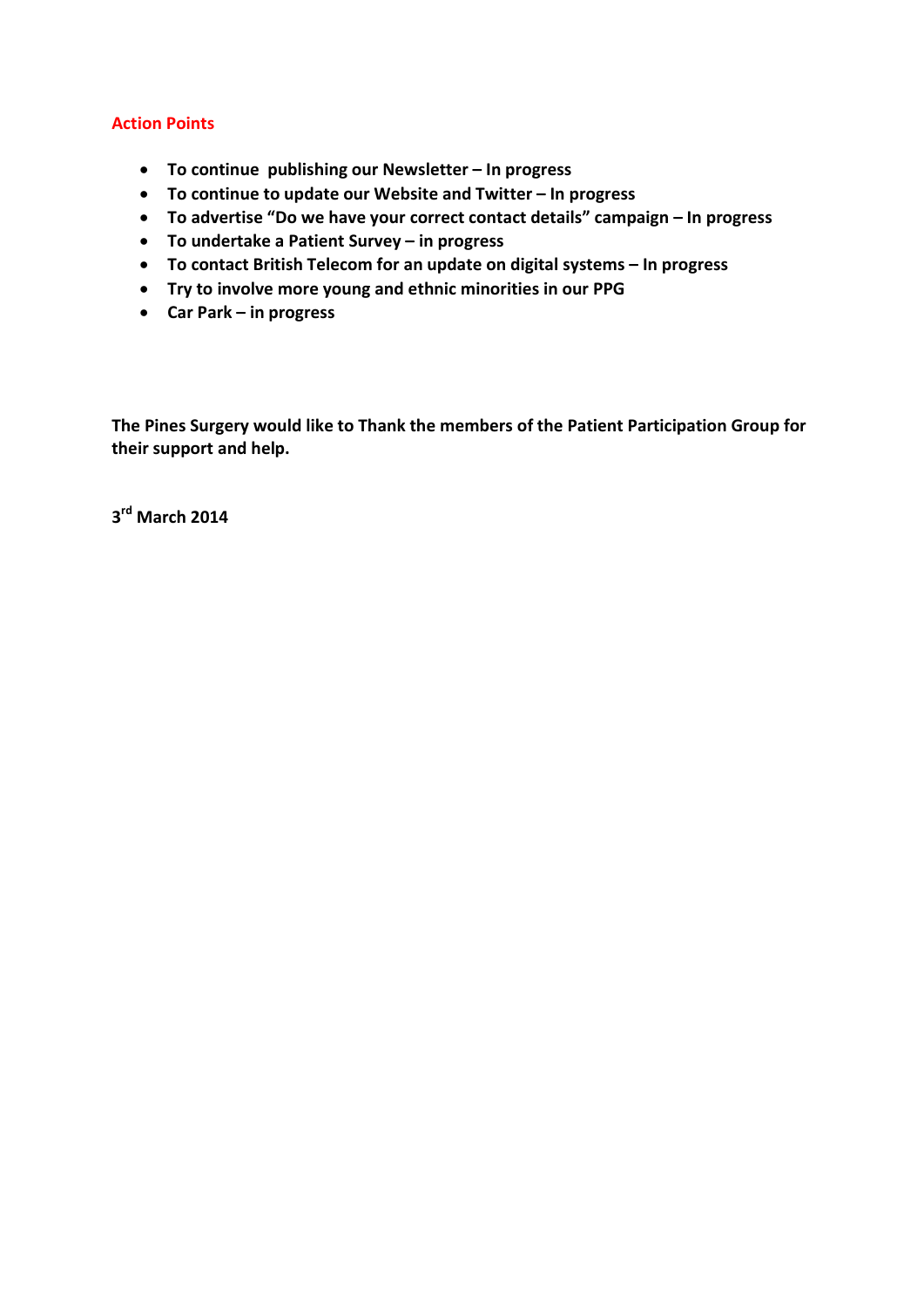## Action Points

- **To continue publishing our Newsletter – In progress**
- **To continue to update our Website and Twitter – In progress**
- **To advertise "Do we have your correct contact details" campaign – In progress**
- **To undertake a Patient Survey – in progress**
- **To contact British Telecom for an update on digital systems – In progress**
- **Try to involve more young and ethnic minorities in our PPG**
- **Car Park – in progress**

**The Pines Surgery would like to Thank the members of the Patient Participation Group for their support and help.**

**3rd March 2014**